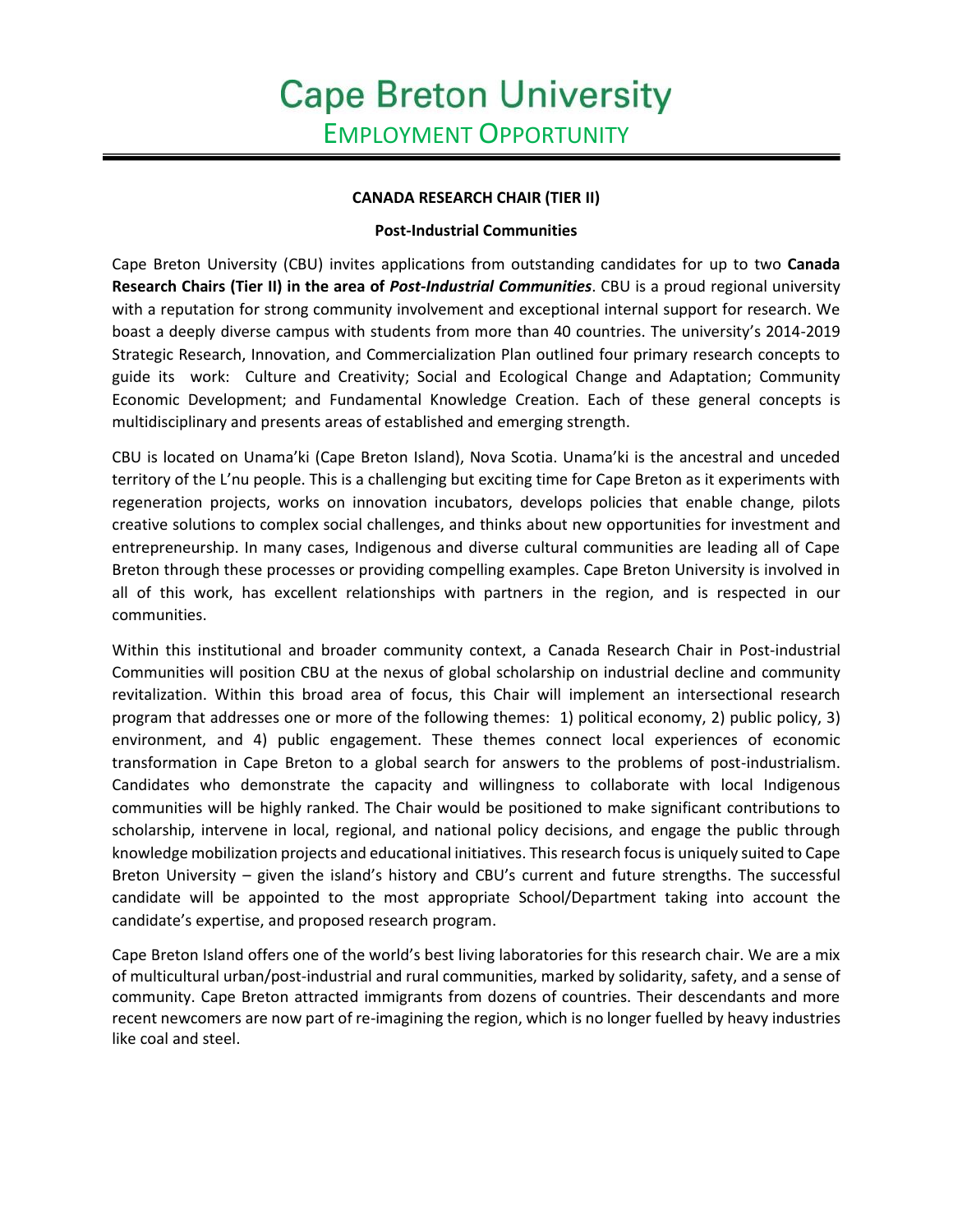# Cape Breton University

## EMPLOYMENT OPPORTUNITY

---

**CANADA RESEARCH CHAIR (TIER II)**

**Post-Industrial Communities**

Cape Breton University (CBU) invites applications from outstanding candidates for up to two **Canada Research Chairs (Tier II) in the area of *Post-Industrial Communities***. CBU is a proud regional university with a reputation for strong community involvement and exceptional internal support for research. We boast a deeply diverse campus with students from more than 40 countries. The university's 2014-2019 Strategic Research, Innovation, and Commercialization Plan outlined four primary research concepts to guide its work: Culture and Creativity; Social and Ecological Change and Adaptation; Community Economic Development; and Fundamental Knowledge Creation. Each of these general concepts is multidisciplinary and presents areas of established and emerging strength.

CBU is located on Unama'ki (Cape Breton Island), Nova Scotia. Unama'ki is the ancestral and unceded territory of the L'nu people. This is a challenging but exciting time for Cape Breton as it experiments with regeneration projects, works on innovation incubators, develops policies that enable change, pilots creative solutions to complex social challenges, and thinks about new opportunities for investment and entrepreneurship. In many cases, Indigenous and diverse cultural communities are leading all of Cape Breton through these processes or providing compelling examples. Cape Breton University is involved in all of this work, has excellent relationships with partners in the region, and is respected in our communities.

Within this institutional and broader community context, a Canada Research Chair in Post-industrial Communities will position CBU at the nexus of global scholarship on industrial decline and community revitalization. Within this broad area of focus, this Chair will implement an intersectional research program that addresses one or more of the following themes: 1) political economy, 2) public policy, 3) environment, and 4) public engagement. These themes connect local experiences of economic transformation in Cape Breton to a global search for answers to the problems of post-industrialism. Candidates who demonstrate the capacity and willingness to collaborate with local Indigenous communities will be highly ranked. The Chair would be positioned to make significant contributions to scholarship, intervene in local, regional, and national policy decisions, and engage the public through knowledge mobilization projects and educational initiatives. This research focus is uniquely suited to Cape Breton University – given the island's history and CBU's current and future strengths. The successful candidate will be appointed to the most appropriate School/Department taking into account the candidate's expertise, and proposed research program.

Cape Breton Island offers one of the world's best living laboratories for this research chair. We are a mix of multicultural urban/post-industrial and rural communities, marked by solidarity, safety, and a sense of community. Cape Breton attracted immigrants from dozens of countries. Their descendants and more recent newcomers are now part of re-imagining the region, which is no longer fuelled by heavy industries like coal and steel.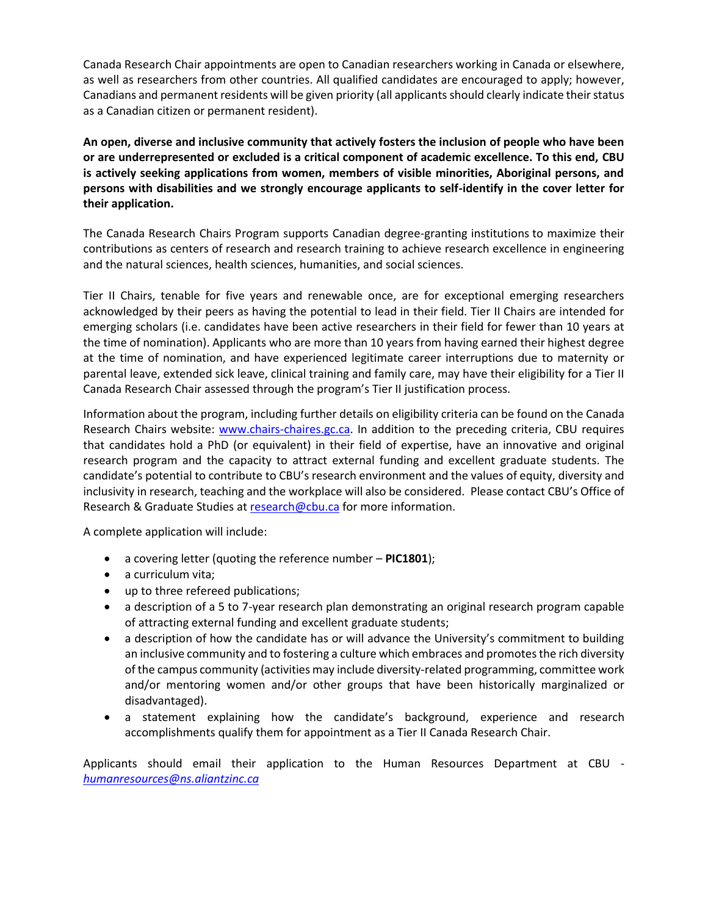Canada Research Chair appointments are open to Canadian researchers working in Canada or elsewhere, as well as researchers from other countries. All qualified candidates are encouraged to apply; however, Canadians and permanent residents will be given priority (all applicants should clearly indicate their status as a Canadian citizen or permanent resident).

**An open, diverse and inclusive community that actively fosters the inclusion of people who have been or are underrepresented or excluded is a critical component of academic excellence. To this end, CBU is actively seeking applications from women, members of visible minorities, Aboriginal persons, and persons with disabilities and we strongly encourage applicants to self-identify in the cover letter for their application.**

The Canada Research Chairs Program supports Canadian degree-granting institutions to maximize their contributions as centers of research and research training to achieve research excellence in engineering and the natural sciences, health sciences, humanities, and social sciences.

Tier II Chairs, tenable for five years and renewable once, are for exceptional emerging researchers acknowledged by their peers as having the potential to lead in their field. Tier II Chairs are intended for emerging scholars (i.e. candidates have been active researchers in their field for fewer than 10 years at the time of nomination). Applicants who are more than 10 years from having earned their highest degree at the time of nomination, and have experienced legitimate career interruptions due to maternity or parental leave, extended sick leave, clinical training and family care, may have their eligibility for a Tier II Canada Research Chair assessed through the program's Tier II justification process.

Information about the program, including further details on eligibility criteria can be found on the Canada Research Chairs website: [www.chairs-chaires.gc.ca](www.chairs-chaires.gc.ca). In addition to the preceding criteria, CBU requires that candidates hold a PhD (or equivalent) in their field of expertise, have an innovative and original research program and the capacity to attract external funding and excellent graduate students. The candidate's potential to contribute to CBU's research environment and the values of equity, diversity and inclusivity in research, teaching and the workplace will also be considered. Please contact CBU's Office of Research & Graduate Studies at [research@cbu.ca](mailto:research@cbu.ca) for more information.

A complete application will include:

- a covering letter (quoting the reference number – **PIC1801**);
- a curriculum vita;
- up to three refereed publications;
- a description of a 5 to 7-year research plan demonstrating an original research program capable of attracting external funding and excellent graduate students;
- a description of how the candidate has or will advance the University's commitment to building an inclusive community and to fostering a culture which embraces and promotes the rich diversity of the campus community (activities may include diversity-related programming, committee work and/or mentoring women and/or other groups that have been historically marginalized or disadvantaged).
- a statement explaining how the candidate's background, experience and research accomplishments qualify them for appointment as a Tier II Canada Research Chair.

Applicants should email their application to the Human Resources Department at CBU - *[humanresources@ns.aliantzinc.ca](mailto:humanresources@ns.aliantzinc.ca)*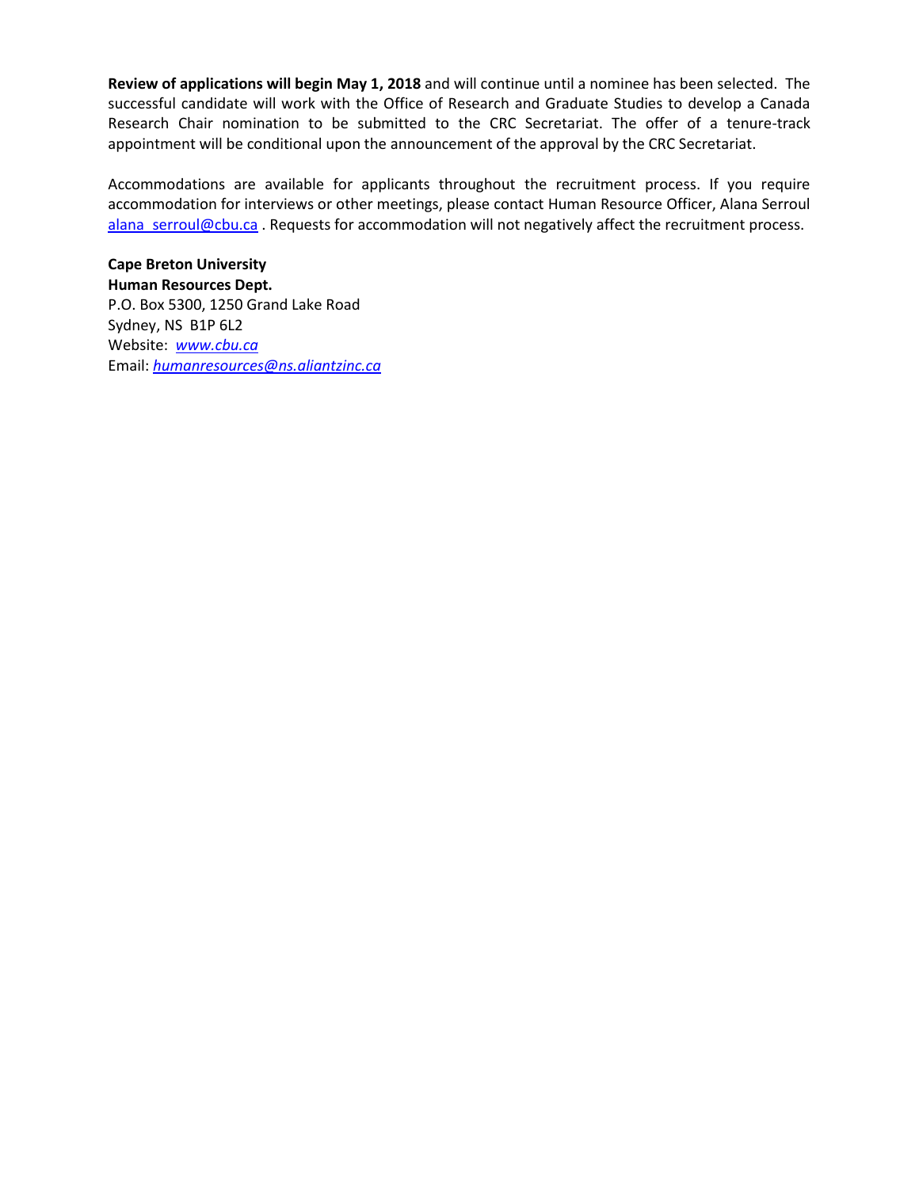**Review of applications will begin May 1, 2018** and will continue until a nominee has been selected. The successful candidate will work with the Office of Research and Graduate Studies to develop a Canada Research Chair nomination to be submitted to the CRC Secretariat. The offer of a tenure-track appointment will be conditional upon the announcement of the approval by the CRC Secretariat.

Accommodations are available for applicants throughout the recruitment process. If you require accommodation for interviews or other meetings, please contact Human Resource Officer, Alana Serroul alana_serroul@cbu.ca . Requests for accommodation will not negatively affect the recruitment process.

**Cape Breton University**  
**Human Resources Dept.**  
P.O. Box 5300, 1250 Grand Lake Road  
Sydney, NS B1P 6L2  
Website: *www.cbu.ca*  
Email: *humanresources@ns.aliantzinc.ca*